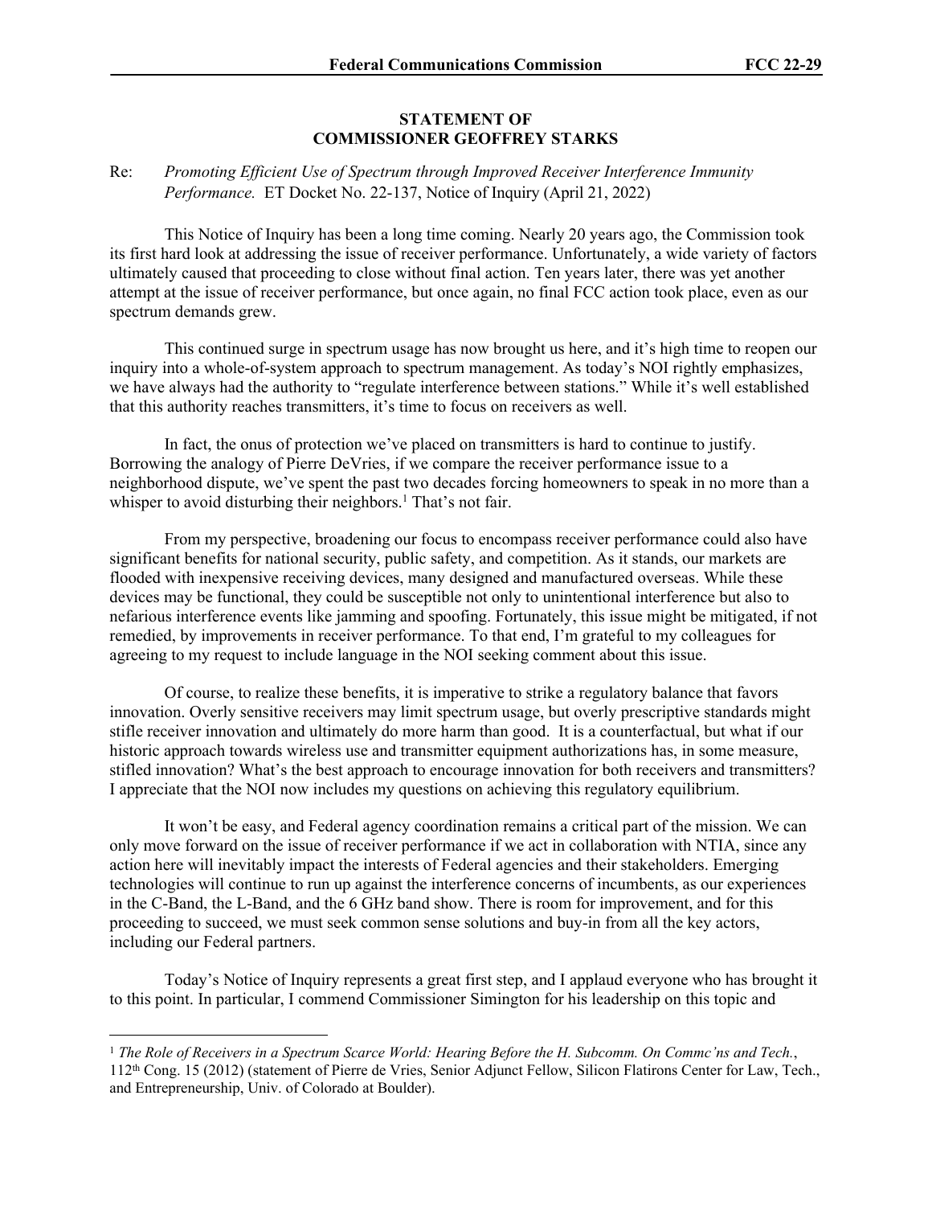**STATEMENT OF**
**COMMISSIONER GEOFFREY STARKS**

Re: *Promoting Efficient Use of Spectrum through Improved Receiver Interference Immunity Performance.* ET Docket No. 22-137, Notice of Inquiry (April 21, 2022)

This Notice of Inquiry has been a long time coming. Nearly 20 years ago, the Commission took its first hard look at addressing the issue of receiver performance. Unfortunately, a wide variety of factors ultimately caused that proceeding to close without final action. Ten years later, there was yet another attempt at the issue of receiver performance, but once again, no final FCC action took place, even as our spectrum demands grew.

This continued surge in spectrum usage has now brought us here, and it's high time to reopen our inquiry into a whole-of-system approach to spectrum management. As today's NOI rightly emphasizes, we have always had the authority to "regulate interference between stations." While it's well established that this authority reaches transmitters, it's time to focus on receivers as well.

In fact, the onus of protection we've placed on transmitters is hard to continue to justify. Borrowing the analogy of Pierre DeVries, if we compare the receiver performance issue to a neighborhood dispute, we've spent the past two decades forcing homeowners to speak in no more than a whisper to avoid disturbing their neighbors.[1] That's not fair.

From my perspective, broadening our focus to encompass receiver performance could also have significant benefits for national security, public safety, and competition. As it stands, our markets are flooded with inexpensive receiving devices, many designed and manufactured overseas. While these devices may be functional, they could be susceptible not only to unintentional interference but also to nefarious interference events like jamming and spoofing. Fortunately, this issue might be mitigated, if not remedied, by improvements in receiver performance. To that end, I'm grateful to my colleagues for agreeing to my request to include language in the NOI seeking comment about this issue.

Of course, to realize these benefits, it is imperative to strike a regulatory balance that favors innovation. Overly sensitive receivers may limit spectrum usage, but overly prescriptive standards might stifle receiver innovation and ultimately do more harm than good. It is a counterfactual, but what if our historic approach towards wireless use and transmitter equipment authorizations has, in some measure, stifled innovation? What's the best approach to encourage innovation for both receivers and transmitters? I appreciate that the NOI now includes my questions on achieving this regulatory equilibrium.

It won't be easy, and Federal agency coordination remains a critical part of the mission. We can only move forward on the issue of receiver performance if we act in collaboration with NTIA, since any action here will inevitably impact the interests of Federal agencies and their stakeholders. Emerging technologies will continue to run up against the interference concerns of incumbents, as our experiences in the C-Band, the L-Band, and the 6 GHz band show. There is room for improvement, and for this proceeding to succeed, we must seek common sense solutions and buy-in from all the key actors, including our Federal partners.

Today's Notice of Inquiry represents a great first step, and I applaud everyone who has brought it to this point. In particular, I commend Commissioner Simington for his leadership on this topic and

---

[1] *The Role of Receivers in a Spectrum Scarce World: Hearing Before the H. Subcomm. On Commc'ns and Tech.*, 112th Cong. 15 (2012) (statement of Pierre de Vries, Senior Adjunct Fellow, Silicon Flatirons Center for Law, Tech., and Entrepreneurship, Univ. of Colorado at Boulder).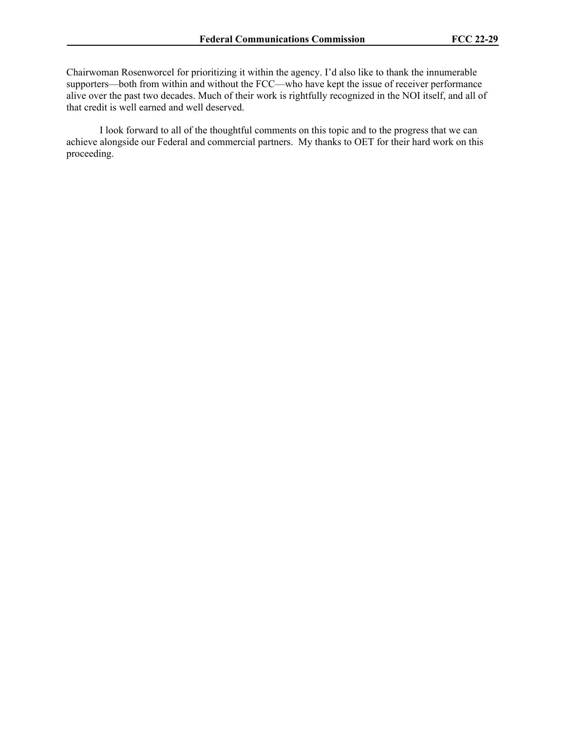Chairwoman Rosenworcel for prioritizing it within the agency. I'd also like to thank the innumerable supporters—both from within and without the FCC—who have kept the issue of receiver performance alive over the past two decades. Much of their work is rightfully recognized in the NOI itself, and all of that credit is well earned and well deserved.

I look forward to all of the thoughtful comments on this topic and to the progress that we can achieve alongside our Federal and commercial partners. My thanks to OET for their hard work on this proceeding.